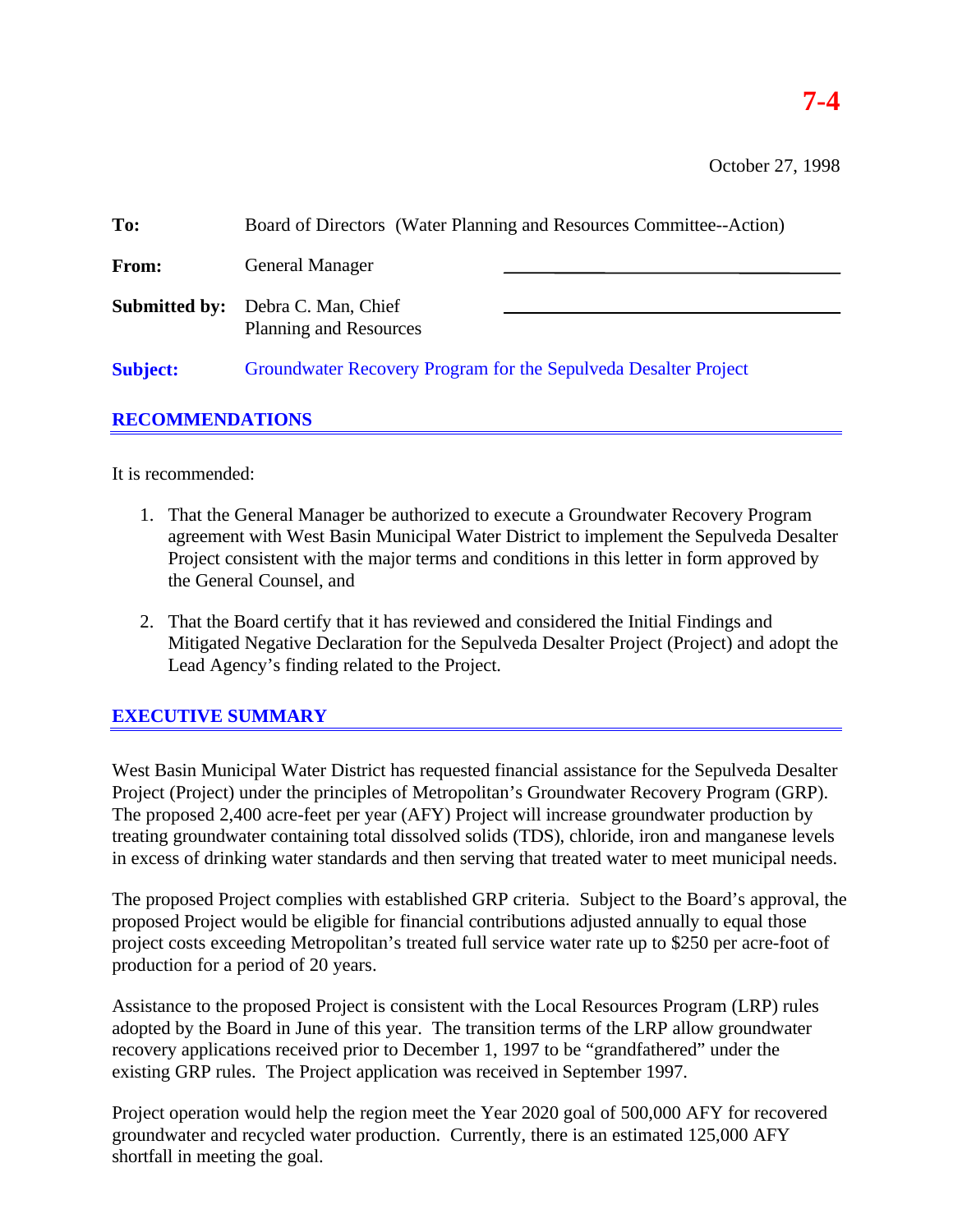**7-4**

October 27, 1998

**To:** Board of Directors (Water Planning and Resources Committee--Action)

**From:** General Manager

**Submitted by:** Debra C. Man, Chief
Planning and Resources

**Subject:** Groundwater Recovery Program for the Sepulveda Desalter Project

## RECOMMENDATIONS

It is recommended:

1. That the General Manager be authorized to execute a Groundwater Recovery Program agreement with West Basin Municipal Water District to implement the Sepulveda Desalter Project consistent with the major terms and conditions in this letter in form approved by the General Counsel, and

2. That the Board certify that it has reviewed and considered the Initial Findings and Mitigated Negative Declaration for the Sepulveda Desalter Project (Project) and adopt the Lead Agency's finding related to the Project.

## EXECUTIVE SUMMARY

West Basin Municipal Water District has requested financial assistance for the Sepulveda Desalter Project (Project) under the principles of Metropolitan's Groundwater Recovery Program (GRP). The proposed 2,400 acre-feet per year (AFY) Project will increase groundwater production by treating groundwater containing total dissolved solids (TDS), chloride, iron and manganese levels in excess of drinking water standards and then serving that treated water to meet municipal needs.

The proposed Project complies with established GRP criteria. Subject to the Board's approval, the proposed Project would be eligible for financial contributions adjusted annually to equal those project costs exceeding Metropolitan's treated full service water rate up to $250 per acre-foot of production for a period of 20 years.

Assistance to the proposed Project is consistent with the Local Resources Program (LRP) rules adopted by the Board in June of this year. The transition terms of the LRP allow groundwater recovery applications received prior to December 1, 1997 to be "grandfathered" under the existing GRP rules. The Project application was received in September 1997.

Project operation would help the region meet the Year 2020 goal of 500,000 AFY for recovered groundwater and recycled water production. Currently, there is an estimated 125,000 AFY shortfall in meeting the goal.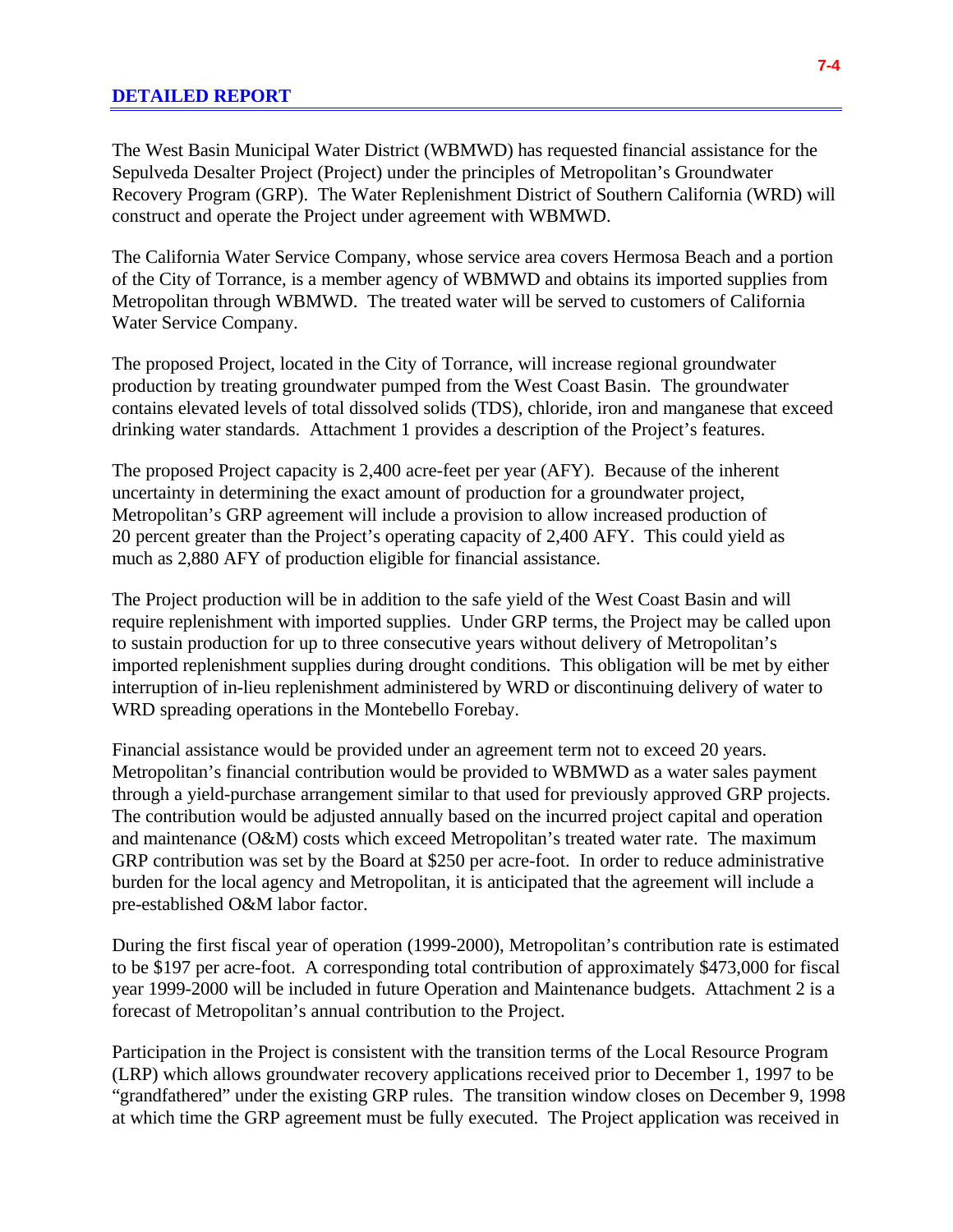## DETAILED REPORT

The West Basin Municipal Water District (WBMWD) has requested financial assistance for the Sepulveda Desalter Project (Project) under the principles of Metropolitan's Groundwater Recovery Program (GRP). The Water Replenishment District of Southern California (WRD) will construct and operate the Project under agreement with WBMWD.

The California Water Service Company, whose service area covers Hermosa Beach and a portion of the City of Torrance, is a member agency of WBMWD and obtains its imported supplies from Metropolitan through WBMWD. The treated water will be served to customers of California Water Service Company.

The proposed Project, located in the City of Torrance, will increase regional groundwater production by treating groundwater pumped from the West Coast Basin. The groundwater contains elevated levels of total dissolved solids (TDS), chloride, iron and manganese that exceed drinking water standards. Attachment 1 provides a description of the Project's features.

The proposed Project capacity is 2,400 acre-feet per year (AFY). Because of the inherent uncertainty in determining the exact amount of production for a groundwater project, Metropolitan's GRP agreement will include a provision to allow increased production of 20 percent greater than the Project's operating capacity of 2,400 AFY. This could yield as much as 2,880 AFY of production eligible for financial assistance.

The Project production will be in addition to the safe yield of the West Coast Basin and will require replenishment with imported supplies. Under GRP terms, the Project may be called upon to sustain production for up to three consecutive years without delivery of Metropolitan's imported replenishment supplies during drought conditions. This obligation will be met by either interruption of in-lieu replenishment administered by WRD or discontinuing delivery of water to WRD spreading operations in the Montebello Forebay.

Financial assistance would be provided under an agreement term not to exceed 20 years. Metropolitan's financial contribution would be provided to WBMWD as a water sales payment through a yield-purchase arrangement similar to that used for previously approved GRP projects. The contribution would be adjusted annually based on the incurred project capital and operation and maintenance (O&M) costs which exceed Metropolitan's treated water rate. The maximum GRP contribution was set by the Board at $250 per acre-foot. In order to reduce administrative burden for the local agency and Metropolitan, it is anticipated that the agreement will include a pre-established O&M labor factor.

During the first fiscal year of operation (1999-2000), Metropolitan's contribution rate is estimated to be $197 per acre-foot. A corresponding total contribution of approximately $473,000 for fiscal year 1999-2000 will be included in future Operation and Maintenance budgets. Attachment 2 is a forecast of Metropolitan's annual contribution to the Project.

Participation in the Project is consistent with the transition terms of the Local Resource Program (LRP) which allows groundwater recovery applications received prior to December 1, 1997 to be "grandfathered" under the existing GRP rules. The transition window closes on December 9, 1998 at which time the GRP agreement must be fully executed. The Project application was received in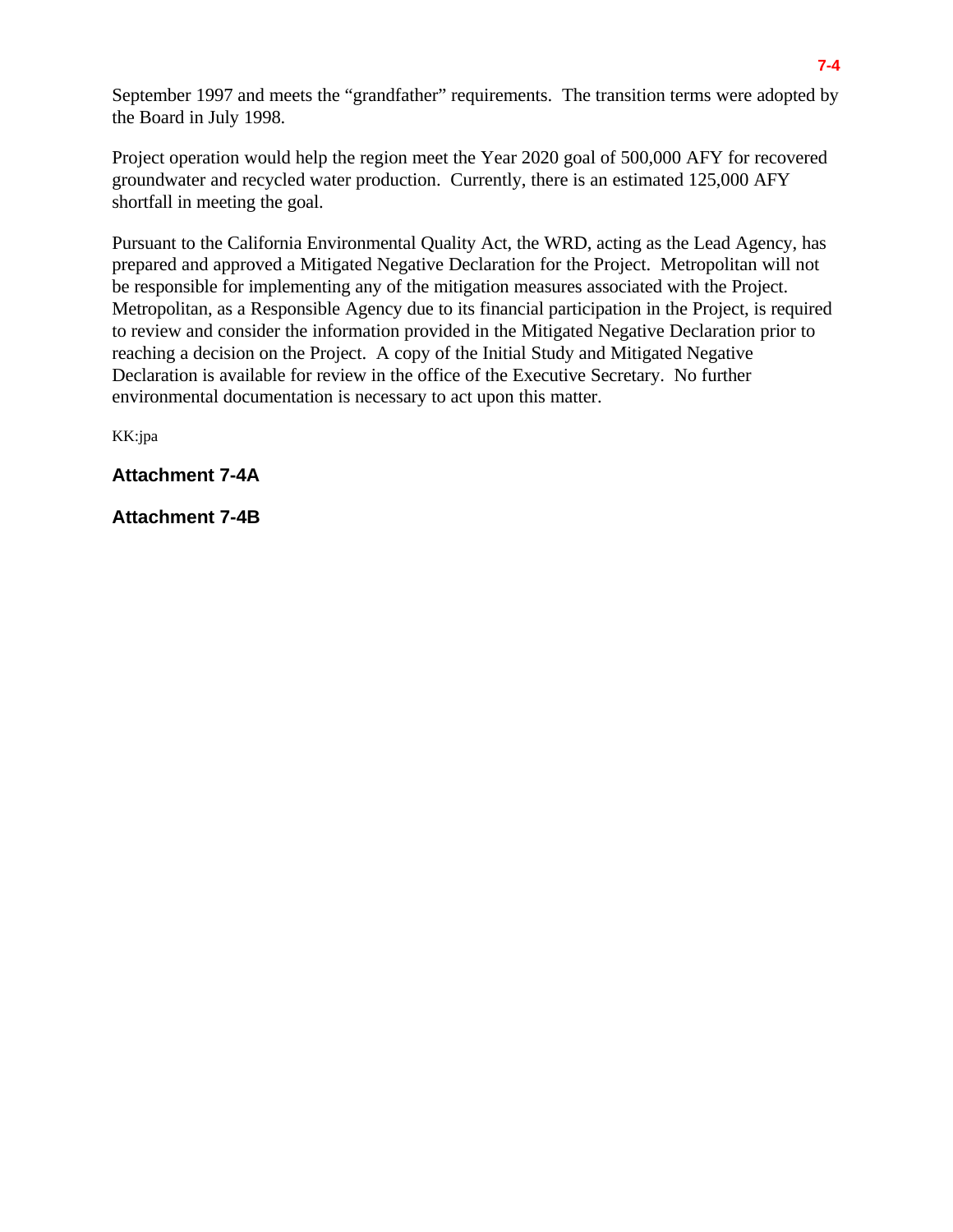September 1997 and meets the "grandfather" requirements.  The transition terms were adopted by the Board in July 1998.

Project operation would help the region meet the Year 2020 goal of 500,000 AFY for recovered groundwater and recycled water production.  Currently, there is an estimated 125,000 AFY shortfall in meeting the goal.

Pursuant to the California Environmental Quality Act, the WRD, acting as the Lead Agency, has prepared and approved a Mitigated Negative Declaration for the Project.  Metropolitan will not be responsible for implementing any of the mitigation measures associated with the Project. Metropolitan, as a Responsible Agency due to its financial participation in the Project, is required to review and consider the information provided in the Mitigated Negative Declaration prior to reaching a decision on the Project.  A copy of the Initial Study and Mitigated Negative Declaration is available for review in the office of the Executive Secretary.  No further environmental documentation is necessary to act upon this matter.

KK:jpa

**Attachment 7-4A**

**Attachment 7-4B**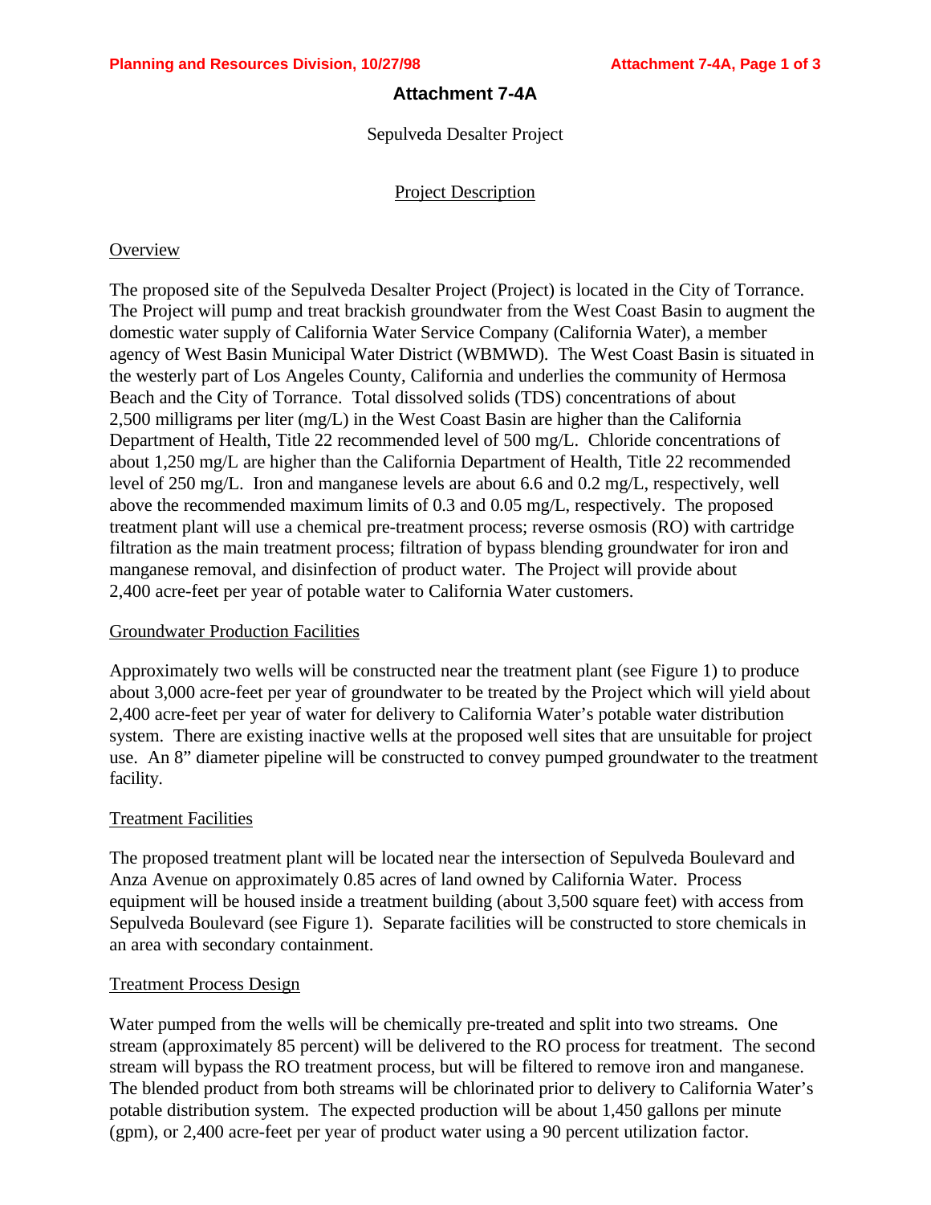# Attachment 7-4A

Sepulveda Desalter Project

Project Description

## Overview

The proposed site of the Sepulveda Desalter Project (Project) is located in the City of Torrance. The Project will pump and treat brackish groundwater from the West Coast Basin to augment the domestic water supply of California Water Service Company (California Water), a member agency of West Basin Municipal Water District (WBMWD). The West Coast Basin is situated in the westerly part of Los Angeles County, California and underlies the community of Hermosa Beach and the City of Torrance. Total dissolved solids (TDS) concentrations of about 2,500 milligrams per liter (mg/L) in the West Coast Basin are higher than the California Department of Health, Title 22 recommended level of 500 mg/L. Chloride concentrations of about 1,250 mg/L are higher than the California Department of Health, Title 22 recommended level of 250 mg/L. Iron and manganese levels are about 6.6 and 0.2 mg/L, respectively, well above the recommended maximum limits of 0.3 and 0.05 mg/L, respectively. The proposed treatment plant will use a chemical pre-treatment process; reverse osmosis (RO) with cartridge filtration as the main treatment process; filtration of bypass blending groundwater for iron and manganese removal, and disinfection of product water. The Project will provide about 2,400 acre-feet per year of potable water to California Water customers.

## Groundwater Production Facilities

Approximately two wells will be constructed near the treatment plant (see Figure 1) to produce about 3,000 acre-feet per year of groundwater to be treated by the Project which will yield about 2,400 acre-feet per year of water for delivery to California Water's potable water distribution system. There are existing inactive wells at the proposed well sites that are unsuitable for project use. An 8" diameter pipeline will be constructed to convey pumped groundwater to the treatment facility.

## Treatment Facilities

The proposed treatment plant will be located near the intersection of Sepulveda Boulevard and Anza Avenue on approximately 0.85 acres of land owned by California Water. Process equipment will be housed inside a treatment building (about 3,500 square feet) with access from Sepulveda Boulevard (see Figure 1). Separate facilities will be constructed to store chemicals in an area with secondary containment.

## Treatment Process Design

Water pumped from the wells will be chemically pre-treated and split into two streams. One stream (approximately 85 percent) will be delivered to the RO process for treatment. The second stream will bypass the RO treatment process, but will be filtered to remove iron and manganese. The blended product from both streams will be chlorinated prior to delivery to California Water's potable distribution system. The expected production will be about 1,450 gallons per minute (gpm), or 2,400 acre-feet per year of product water using a 90 percent utilization factor.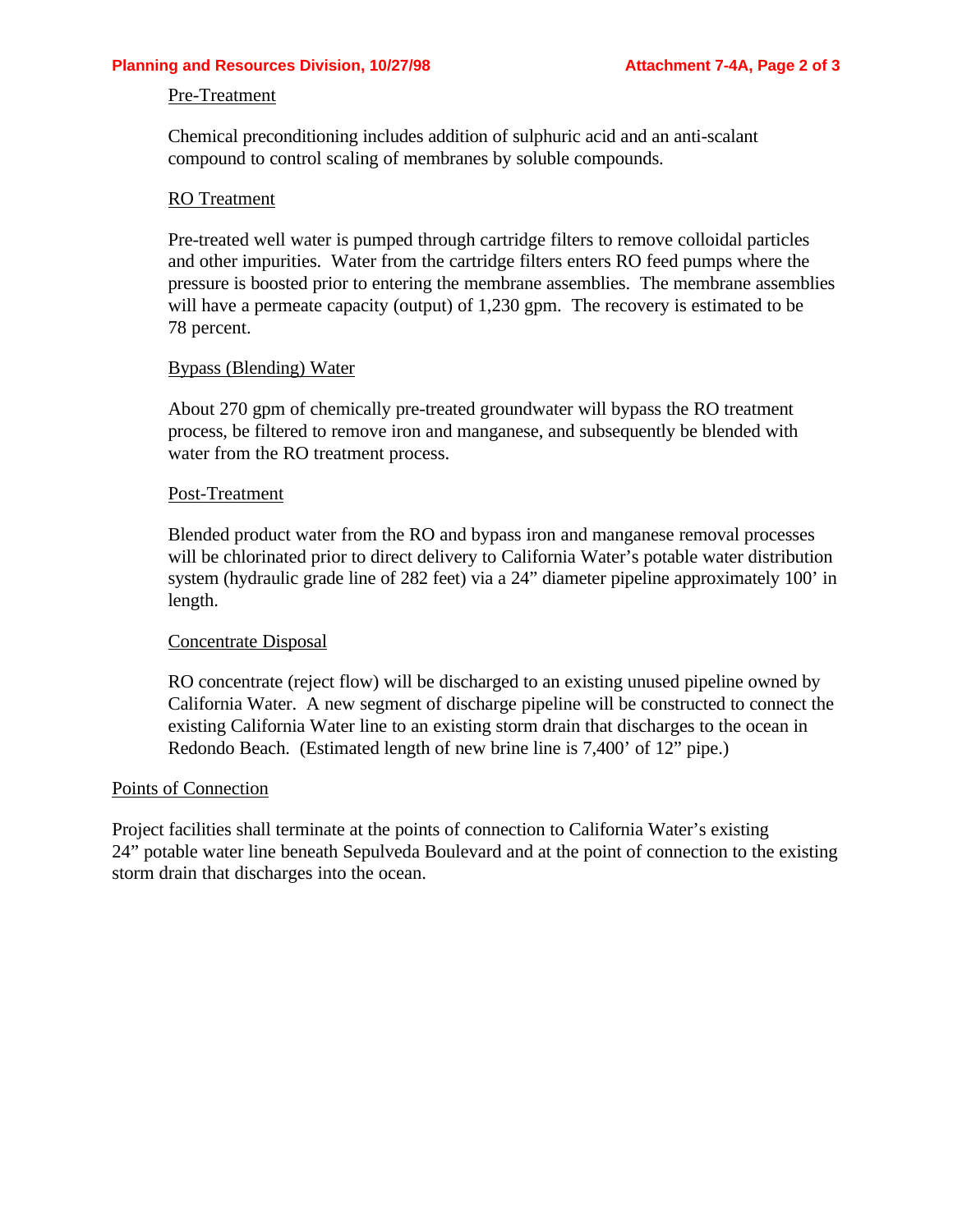### Pre-Treatment

Chemical preconditioning includes addition of sulphuric acid and an anti-scalant compound to control scaling of membranes by soluble compounds.

### RO Treatment

Pre-treated well water is pumped through cartridge filters to remove colloidal particles and other impurities. Water from the cartridge filters enters RO feed pumps where the pressure is boosted prior to entering the membrane assemblies. The membrane assemblies will have a permeate capacity (output) of 1,230 gpm. The recovery is estimated to be 78 percent.

### Bypass (Blending) Water

About 270 gpm of chemically pre-treated groundwater will bypass the RO treatment process, be filtered to remove iron and manganese, and subsequently be blended with water from the RO treatment process.

### Post-Treatment

Blended product water from the RO and bypass iron and manganese removal processes will be chlorinated prior to direct delivery to California Water's potable water distribution system (hydraulic grade line of 282 feet) via a 24" diameter pipeline approximately 100' in length.

### Concentrate Disposal

RO concentrate (reject flow) will be discharged to an existing unused pipeline owned by California Water. A new segment of discharge pipeline will be constructed to connect the existing California Water line to an existing storm drain that discharges to the ocean in Redondo Beach. (Estimated length of new brine line is 7,400' of 12" pipe.)

## Points of Connection

Project facilities shall terminate at the points of connection to California Water's existing 24" potable water line beneath Sepulveda Boulevard and at the point of connection to the existing storm drain that discharges into the ocean.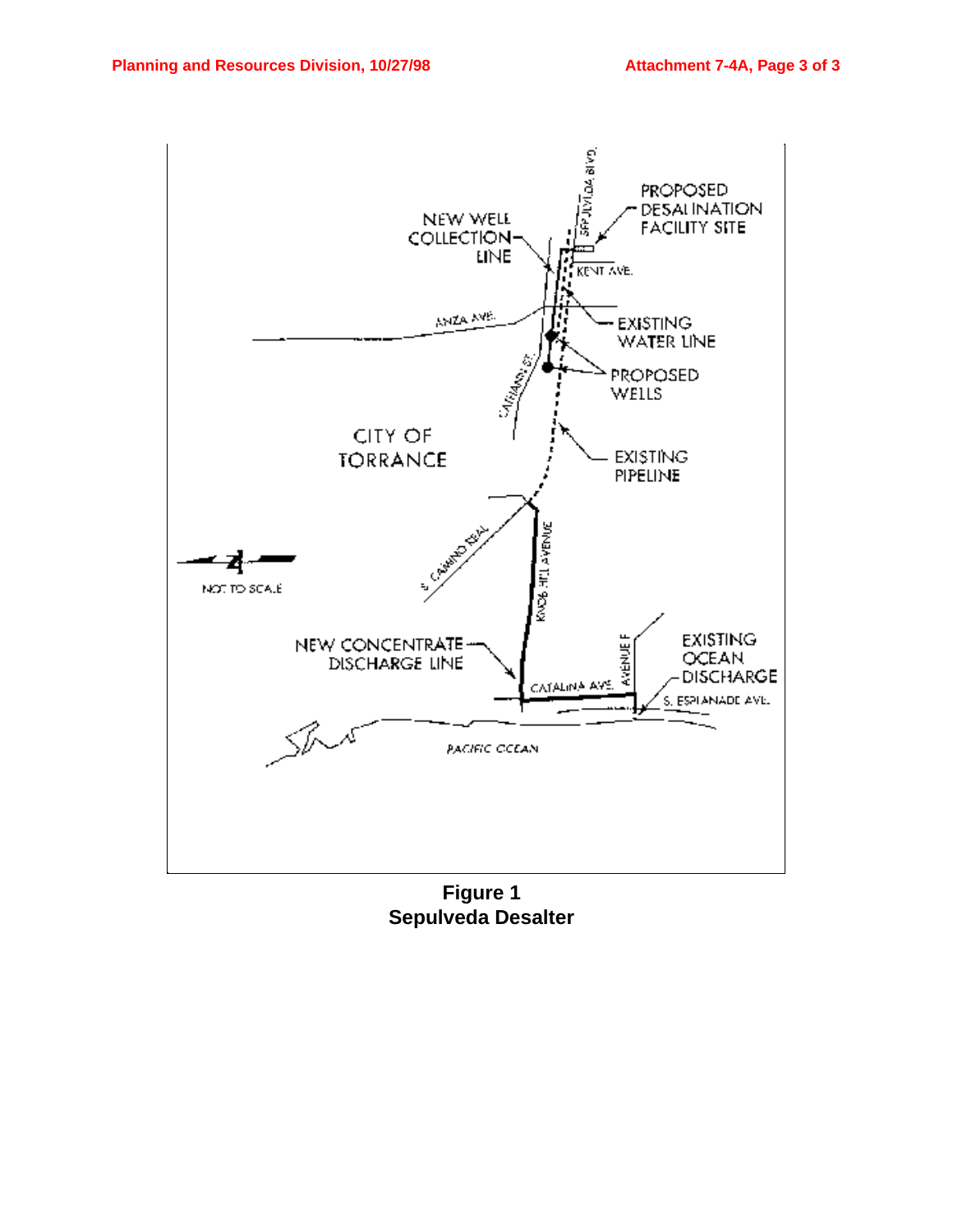**Figure 1**
**Sepulveda Desalter**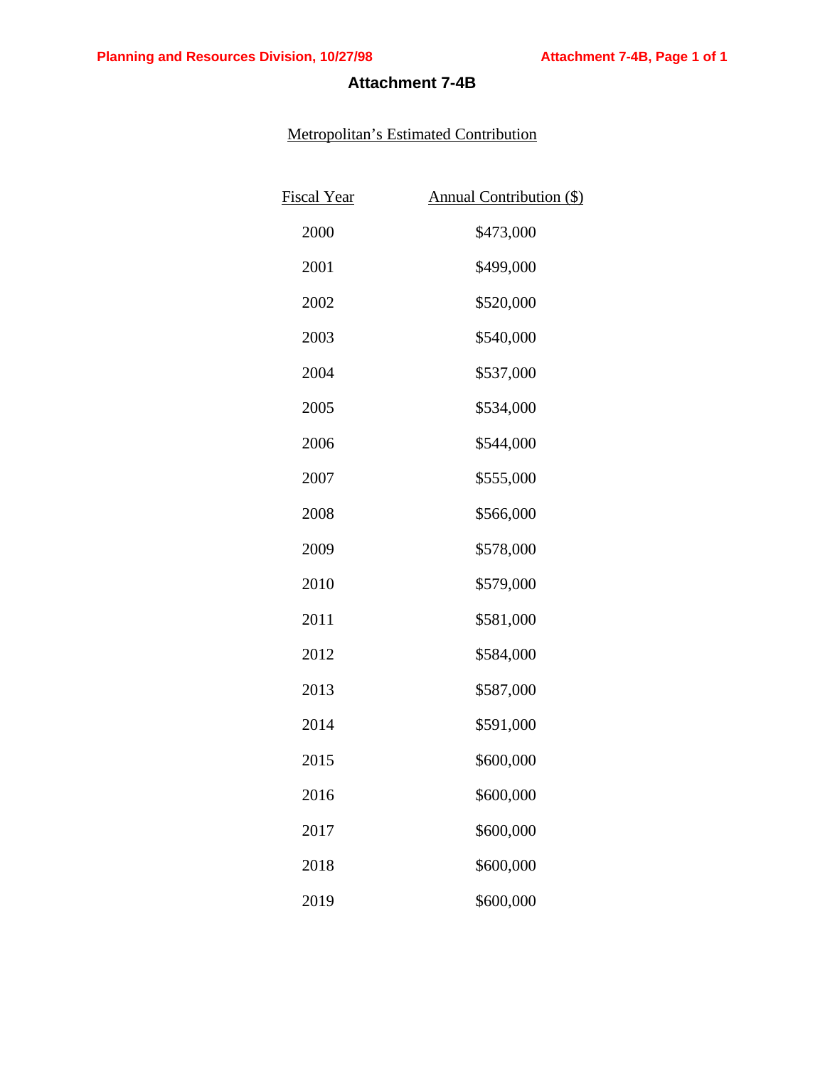# Attachment 7-4B

Metropolitan's Estimated Contribution

| Fiscal Year | Annual Contribution ($) |
|---|---|
| 2000 | $473,000 |
| 2001 | $499,000 |
| 2002 | $520,000 |
| 2003 | $540,000 |
| 2004 | $537,000 |
| 2005 | $534,000 |
| 2006 | $544,000 |
| 2007 | $555,000 |
| 2008 | $566,000 |
| 2009 | $578,000 |
| 2010 | $579,000 |
| 2011 | $581,000 |
| 2012 | $584,000 |
| 2013 | $587,000 |
| 2014 | $591,000 |
| 2015 | $600,000 |
| 2016 | $600,000 |
| 2017 | $600,000 |
| 2018 | $600,000 |
| 2019 | $600,000 |